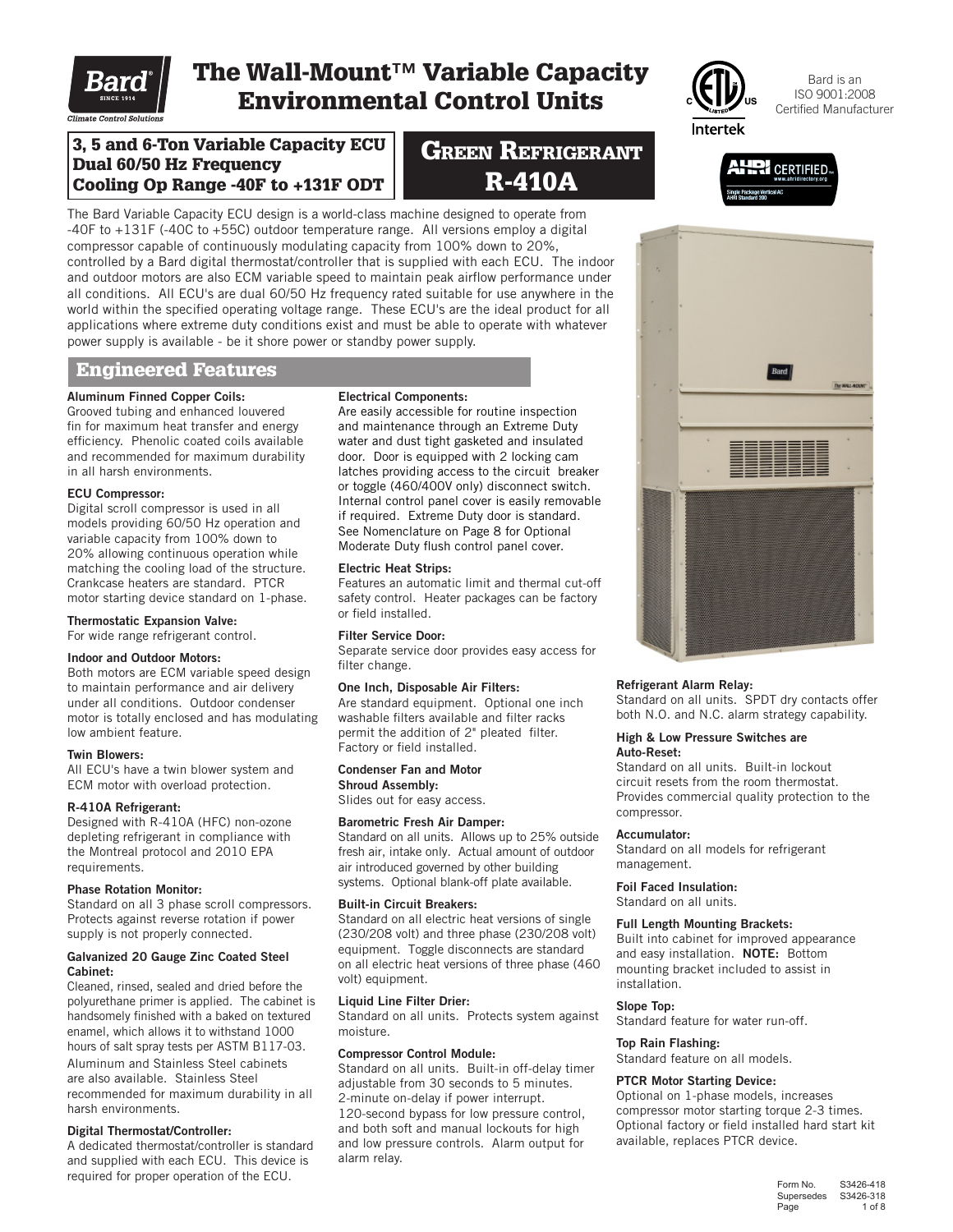# The Wall-Mount™ Variable Capacity Environmental Control Units

Bard is an ISO 9001:2008 Certified Manufacturer

**3, 5 and 6-Ton Variable Capacity ECU**
**Dual 60/50 Hz Frequency**
**Cooling Op Range -40F to +131F ODT**

## Green Refrigerant R-410A

The Bard Variable Capacity ECU design is a world-class machine designed to operate from -40F to +131F (-40C to +55C) outdoor temperature range. All versions employ a digital compressor capable of continuously modulating capacity from 100% down to 20%, controlled by a Bard digital thermostat/controller that is supplied with each ECU. The indoor and outdoor motors are also ECM variable speed to maintain peak airflow performance under all conditions. All ECU's are dual 60/50 Hz frequency rated suitable for use anywhere in the world within the specified operating voltage range. These ECU's are the ideal product for all applications where extreme duty conditions exist and must be able to operate with whatever power supply is available - be it shore power or standby power supply.

## Engineered Features

**Aluminum Finned Copper Coils:**
Grooved tubing and enhanced louvered fin for maximum heat transfer and energy efficiency. Phenolic coated coils available and recommended for maximum durability in all harsh environments.

**ECU Compressor:**
Digital scroll compressor is used in all models providing 60/50 Hz operation and variable capacity from 100% down to 20% allowing continuous operation while matching the cooling load of the structure. Crankcase heaters are standard. PTCR motor starting device standard on 1-phase.

**Thermostatic Expansion Valve:**
For wide range refrigerant control.

**Indoor and Outdoor Motors:**
Both motors are ECM variable speed design to maintain performance and air delivery under all conditions. Outdoor condenser motor is totally enclosed and has modulating low ambient feature.

**Twin Blowers:**
All ECU's have a twin blower system and ECM motor with overload protection.

**R-410A Refrigerant:**
Designed with R-410A (HFC) non-ozone depleting refrigerant in compliance with the Montreal protocol and 2010 EPA requirements.

**Phase Rotation Monitor:**
Standard on all 3 phase scroll compressors. Protects against reverse rotation if power supply is not properly connected.

**Galvanized 20 Gauge Zinc Coated Steel Cabinet:**
Cleaned, rinsed, sealed and dried before the polyurethane primer is applied. The cabinet is handsomely finished with a baked on textured enamel, which allows it to withstand 1000 hours of salt spray tests per ASTM B117-03. Aluminum and Stainless Steel cabinets are also available. Stainless Steel recommended for maximum durability in all harsh environments.

**Digital Thermostat/Controller:**
A dedicated thermostat/controller is standard and supplied with each ECU. This device is required for proper operation of the ECU.

**Electrical Components:**
Are easily accessible for routine inspection and maintenance through an Extreme Duty water and dust tight gasketed and insulated door. Door is equipped with 2 locking cam latches providing access to the circuit breaker or toggle (460/400V only) disconnect switch. Internal control panel cover is easily removable if required. Extreme Duty door is standard. See Nomenclature on Page 8 for Optional Moderate Duty flush control panel cover.

**Electric Heat Strips:**
Features an automatic limit and thermal cut-off safety control. Heater packages can be factory or field installed.

**Filter Service Door:**
Separate service door provides easy access for filter change.

**One Inch, Disposable Air Filters:**
Are standard equipment. Optional one inch washable filters available and filter racks permit the addition of 2" pleated filter. Factory or field installed.

**Condenser Fan and Motor Shroud Assembly:**
Slides out for easy access.

**Barometric Fresh Air Damper:**
Standard on all units. Allows up to 25% outside fresh air, intake only. Actual amount of outdoor air introduced governed by other building systems. Optional blank-off plate available.

**Built-in Circuit Breakers:**
Standard on all electric heat versions of single (230/208 volt) and three phase (230/208 volt) equipment. Toggle disconnects are standard on all electric heat versions of three phase (460 volt) equipment.

**Liquid Line Filter Drier:**
Standard on all units. Protects system against moisture.

**Compressor Control Module:**
Standard on all units. Built-in off-delay timer adjustable from 30 seconds to 5 minutes. 2-minute on-delay if power interrupt. 120-second bypass for low pressure control, and both soft and manual lockouts for high and low pressure controls. Alarm output for alarm relay.

**Refrigerant Alarm Relay:**
Standard on all units. SPDT dry contacts offer both N.O. and N.C. alarm strategy capability.

**High & Low Pressure Switches are Auto-Reset:**
Standard on all units. Built-in lockout circuit resets from the room thermostat. Provides commercial quality protection to the compressor.

**Accumulator:**
Standard on all models for refrigerant management.

**Foil Faced Insulation:**
Standard on all units.

**Full Length Mounting Brackets:**
Built into cabinet for improved appearance and easy installation. **NOTE:** Bottom mounting bracket included to assist in installation.

**Slope Top:**
Standard feature for water run-off.

**Top Rain Flashing:**
Standard feature on all models.

**PTCR Motor Starting Device:**
Optional on 1-phase models, increases compressor motor starting torque 2-3 times. Optional factory or field installed hard start kit available, replaces PTCR device.

Form No. S3426-418
Supersedes S3426-318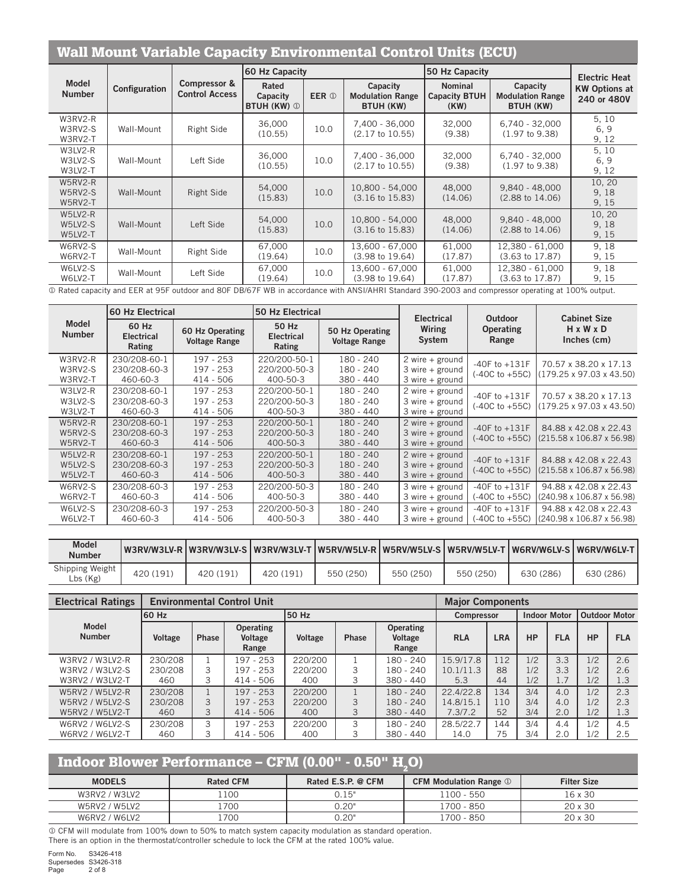## Wall Mount Variable Capacity Environmental Control Units (ECU)

| Model Number | Configuration | Compressor & Control Access | 60 Hz Capacity | | | 50 Hz Capacity | | Electric Heat |
|---|---|---|---|---|---|---|---|---|
| | | | Rated Capacity BTUH (KW) ① | EER ① | Capacity Modulation Range BTUH (KW) | Nominal Capacity BTUH (KW) | Capacity Modulation Range BTUH (KW) | KW Options at 240 or 480V |
| W3RV2-R<br>W3RV2-S<br>W3RV2-T | Wall-Mount | Right Side | 36,000<br>(10.55) | 10.0 | 7,400 - 36,000<br>(2.17 to 10.55) | 32,000<br>(9.38) | 6,740 - 32,000<br>(1.97 to 9.38) | 5, 10<br>6, 9<br>9, 12 |
| W3LV2-R<br>W3LV2-S<br>W3LV2-T | Wall-Mount | Left Side | 36,000<br>(10.55) | 10.0 | 7,400 - 36,000<br>(2.17 to 10.55) | 32,000<br>(9.38) | 6,740 - 32,000<br>(1.97 to 9.38) | 5, 10<br>6, 9<br>9, 12 |
| W5RV2-R<br>W5RV2-S<br>W5RV2-T | Wall-Mount | Right Side | 54,000<br>(15.83) | 10.0 | 10,800 - 54,000<br>(3.16 to 15.83) | 48,000<br>(14.06) | 9,840 - 48,000<br>(2.88 to 14.06) | 10, 20<br>9, 18<br>9, 15 |
| W5LV2-R<br>W5LV2-S<br>W5LV2-T | Wall-Mount | Left Side | 54,000<br>(15.83) | 10.0 | 10,800 - 54,000<br>(3.16 to 15.83) | 48,000<br>(14.06) | 9,840 - 48,000<br>(2.88 to 14.06) | 10, 20<br>9, 18<br>9, 15 |
| W6RV2-S<br>W6RV2-T | Wall-Mount | Right Side | 67,000<br>(19.64) | 10.0 | 13,600 - 67,000<br>(3.98 to 19.64) | 61,000<br>(17.87) | 12,380 - 61,000<br>(3.63 to 17.87) | 9, 18<br>9, 15 |
| W6LV2-S<br>W6LV2-T | Wall-Mount | Left Side | 67,000<br>(19.64) | 10.0 | 13,600 - 67,000<br>(3.98 to 19.64) | 61,000<br>(17.87) | 12,380 - 61,000<br>(3.63 to 17.87) | 9, 18<br>9, 15 |

① Rated capacity and EER at 95F outdoor and 80F DB/67F WB in accordance with ANSI/AHRI Standard 390-2003 and compressor operating at 100% output.

| Model Number | 60 Hz Electrical | | 50 Hz Electrical | | Electrical Wiring System | Outdoor Operating Range | Cabinet Size H x W x D Inches (cm) |
|---|---|---|---|---|---|---|---|
| | 60 Hz Electrical Rating | 60 Hz Operating Voltage Range | 50 Hz Electrical Rating | 50 Hz Operating Voltage Range | | | |
| W3RV2-R<br>W3RV2-S<br>W3RV2-T | 230/208-60-1<br>230/208-60-3<br>460-60-3 | 197 - 253<br>197 - 253<br>414 - 506 | 220/200-50-1<br>220/200-50-3<br>400-50-3 | 180 - 240<br>180 - 240<br>380 - 440 | 2 wire + ground<br>3 wire + ground<br>3 wire + ground | -40F to +131F<br>(-40C to +55C) | 70.57 x 38.20 x 17.13<br>(179.25 x 97.03 x 43.50) |
| W3LV2-R<br>W3LV2-S<br>W3LV2-T | 230/208-60-1<br>230/208-60-3<br>460-60-3 | 197 - 253<br>197 - 253<br>414 - 506 | 220/200-50-1<br>220/200-50-3<br>400-50-3 | 180 - 240<br>180 - 240<br>380 - 440 | 2 wire + ground<br>3 wire + ground<br>3 wire + ground | -40F to +131F<br>(-40C to +55C) | 70.57 x 38.20 x 17.13<br>(179.25 x 97.03 x 43.50) |
| W5RV2-R<br>W5RV2-S<br>W5RV2-T | 230/208-60-1<br>230/208-60-3<br>460-60-3 | 197 - 253<br>197 - 253<br>414 - 506 | 220/200-50-1<br>220/200-50-3<br>400-50-3 | 180 - 240<br>180 - 240<br>380 - 440 | 2 wire + ground<br>3 wire + ground<br>3 wire + ground | -40F to +131F<br>(-40C to +55C) | 84.88 x 42.08 x 22.43<br>(215.58 x 106.87 x 56.98) |
| W5LV2-R<br>W5LV2-S<br>W5LV2-T | 230/208-60-1<br>230/208-60-3<br>460-60-3 | 197 - 253<br>197 - 253<br>414 - 506 | 220/200-50-1<br>220/200-50-3<br>400-50-3 | 180 - 240<br>180 - 240<br>380 - 440 | 2 wire + ground<br>3 wire + ground<br>3 wire + ground | -40F to +131F<br>(-40C to +55C) | 84.88 x 42.08 x 22.43<br>(215.58 x 106.87 x 56.98) |
| W6RV2-S<br>W6RV2-T | 230/208-60-3<br>460-60-3 | 197 - 253<br>414 - 506 | 220/200-50-3<br>400-50-3 | 180 - 240<br>380 - 440 | 3 wire + ground<br>3 wire + ground | -40F to +131F<br>(-40C to +55C) | 94.88 x 42.08 x 22.43<br>(240.98 x 106.87 x 56.98) |
| W6LV2-S<br>W6LV2-T | 230/208-60-3<br>460-60-3 | 197 - 253<br>414 - 506 | 220/200-50-3<br>400-50-3 | 180 - 240<br>380 - 440 | 3 wire + ground<br>3 wire + ground | -40F to +131F<br>(-40C to +55C) | 94.88 x 42.08 x 22.43<br>(240.98 x 106.87 x 56.98) |

| Model Number | W3RV/W3LV-R | W3RV/W3LV-S | W3RV/W3LV-T | W5RV/W5LV-R | W5RV/W5LV-S | W5RV/W5LV-T | W6RV/W6LV-S | W6RV/W6LV-T |
|---|---|---|---|---|---|---|---|---|
| Shipping Weight Lbs (Kg) | 420 (191) | 420 (191) | 420 (191) | 550 (250) | 550 (250) | 550 (250) | 630 (286) | 630 (286) |

| Electrical Ratings | Environmental Control Unit | | | | | | Major Components | | | | | |
|---|---|---|---|---|---|---|---|---|---|---|---|---|
| | 60 Hz | | | 50 Hz | | | Compressor | | Indoor Motor | | Outdoor Motor | |
| Model Number | Voltage | Phase | Operating Voltage Range | Voltage | Phase | Operating Voltage Range | RLA | LRA | HP | FLA | HP | FLA |
| W3RV2 / W3LV2-R | 230/208 | 1 | 197 - 253 | 220/200 | 1 | 180 - 240 | 15.9/17.8 | 112 | 1/2 | 3.3 | 1/2 | 2.6 |
| W3RV2 / W3LV2-S | 230/208 | 3 | 197 - 253 | 220/200 | 3 | 180 - 240 | 10.1/11.3 | 88 | 1/2 | 3.3 | 1/2 | 2.6 |
| W3RV2 / W3LV2-T | 460 | 3 | 414 - 506 | 400 | 3 | 380 - 440 | 5.3 | 44 | 1/2 | 1.7 | 1/2 | 1.3 |
| W5RV2 / W5LV2-R | 230/208 | 1 | 197 - 253 | 220/200 | 1 | 180 - 240 | 22.4/22.8 | 134 | 3/4 | 4.0 | 1/2 | 2.3 |
| W5RV2 / W5LV2-S | 230/208 | 3 | 197 - 253 | 220/200 | 3 | 180 - 240 | 14.8/15.1 | 110 | 3/4 | 4.0 | 1/2 | 2.3 |
| W5RV2 / W5LV2-T | 460 | 3 | 414 - 506 | 400 | 3 | 380 - 440 | 7.3/7.2 | 52 | 3/4 | 2.0 | 1/2 | 1.3 |
| W6RV2 / W6LV2-S | 230/208 | 3 | 197 - 253 | 220/200 | 3 | 180 - 240 | 28.5/22.7 | 144 | 3/4 | 4.4 | 1/2 | 4.5 |
| W6RV2 / W6LV2-T | 460 | 3 | 414 - 506 | 400 | 3 | 380 - 440 | 14.0 | 75 | 3/4 | 2.0 | 1/2 | 2.5 |

## Indoor Blower Performance – CFM (0.00" - 0.50" $H_2O$)

| MODELS | Rated CFM | Rated E.S.P. @ CFM | CFM Modulation Range ① | Filter Size |
|---|---|---|---|---|
| W3RV2 / W3LV2 | 1100 | 0.15" | 1100 - 550 | 16 x 30 |
| W5RV2 / W5LV2 | 1700 | 0.20" | 1700 - 850 | 20 x 30 |
| W6RV2 / W6LV2 | 1700 | 0.20" | 1700 - 850 | 20 x 30 |

① CFM will modulate from 100% down to 50% to match system capacity modulation as standard operation.
There is an option in the thermostat/controller schedule to lock the CFM at the rated 100% value.

Form No. S3426-418
Supersedes S3426-318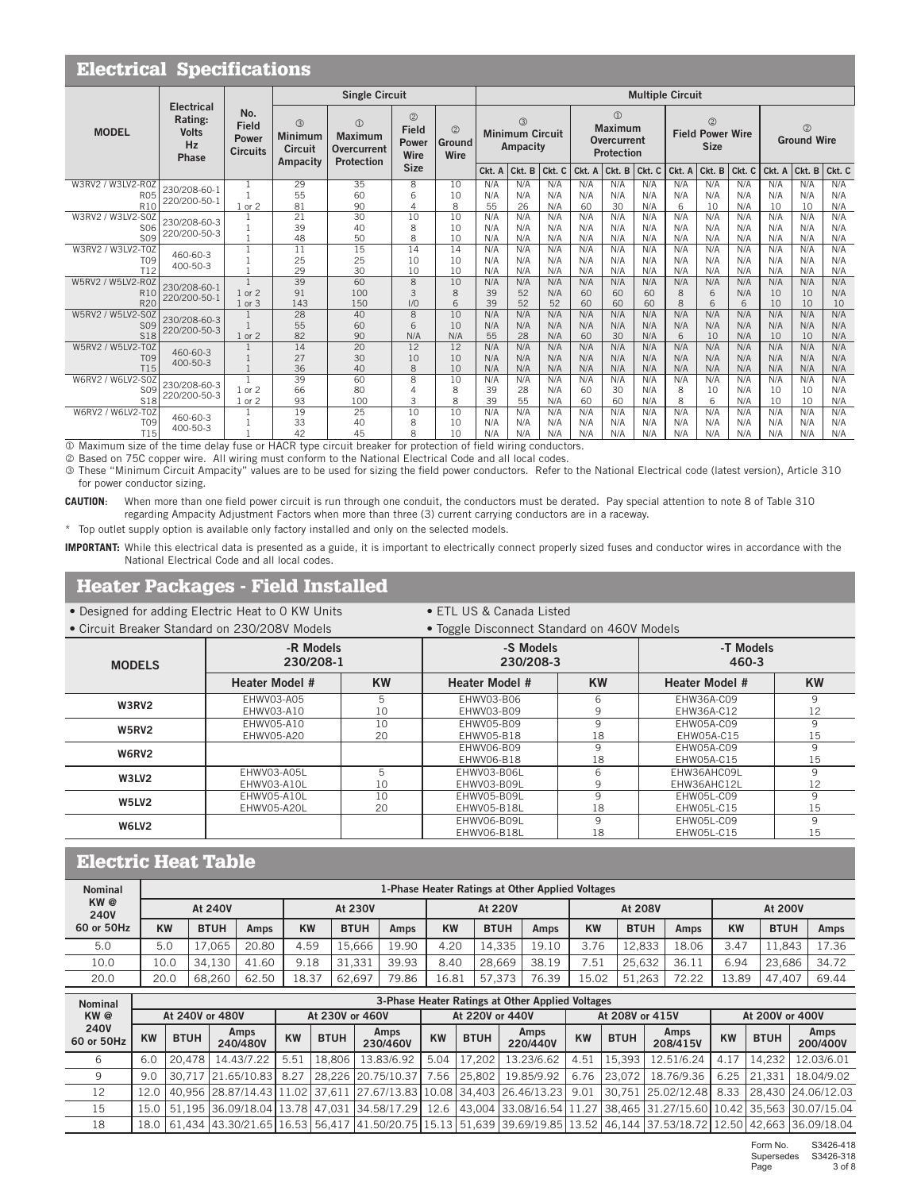## Electrical Specifications

| MODEL | Electrical Rating: Volts Hz Phase | No. Field Power Circuits | Single Circuit | | | | Multiple Circuit | | | | | | | | | | | |
|---|---|---|---|---|---|---|---|---|---|---|---|---|---|---|---|---|---|---|
| | | | ③ Minimum Circuit Ampacity | ① Maximum Overcurrent Protection | ② Field Power Wire Size | ② Ground Wire | ③ Minimum Circuit Ampacity | | | ① Maximum Overcurrent Protection | | | ② Field Power Wire Size | | | ② Ground Wire | | |
| | | | | | | | Ckt. A | Ckt. B | Ckt. C | Ckt. A | Ckt. B | Ckt. C | Ckt. A | Ckt. B | Ckt. C | Ckt. A | Ckt. B | Ckt. C |
| W3RV2 / W3LV2-R0Z | 230/208-60-1 220/200-50-1 | 1 | 29 | 35 | 8 | 10 | N/A | N/A | N/A | N/A | N/A | N/A | N/A | N/A | N/A | N/A | N/A | N/A |
| R05 | | 1 | 55 | 60 | 6 | 10 | N/A | N/A | N/A | N/A | N/A | N/A | N/A | N/A | N/A | N/A | N/A | N/A |
| R10 | | 1 or 2 | 81 | 90 | 4 | 8 | 55 | 26 | N/A | 60 | 30 | N/A | 6 | 10 | N/A | 10 | 10 | N/A |
| W3RV2 / W3LV2-S0Z | 230/208-60-3 220/200-50-3 | 1 | 21 | 30 | 10 | 10 | N/A | N/A | N/A | N/A | N/A | N/A | N/A | N/A | N/A | N/A | N/A | N/A |
| S06 | | 1 | 39 | 40 | 8 | 10 | N/A | N/A | N/A | N/A | N/A | N/A | N/A | N/A | N/A | N/A | N/A | N/A |
| S09 | | 1 | 48 | 50 | 8 | 10 | N/A | N/A | N/A | N/A | N/A | N/A | N/A | N/A | N/A | N/A | N/A | N/A |
| W3RV2 / W3LV2-T0Z | 460-60-3 400-50-3 | 1 | 11 | 15 | 14 | 14 | N/A | N/A | N/A | N/A | N/A | N/A | N/A | N/A | N/A | N/A | N/A | N/A |
| T09 | | 1 | 25 | 25 | 10 | 10 | N/A | N/A | N/A | N/A | N/A | N/A | N/A | N/A | N/A | N/A | N/A | N/A |
| T12 | | 1 | 29 | 30 | 10 | 10 | N/A | N/A | N/A | N/A | N/A | N/A | N/A | N/A | N/A | N/A | N/A | N/A |
| W5RV2 / W5LV2-R0Z | 230/208-60-1 220/200-50-1 | 1 | 39 | 60 | 8 | 10 | N/A | N/A | N/A | N/A | N/A | N/A | N/A | N/A | N/A | N/A | N/A | N/A |
| R10 | | 1 or 2 | 91 | 100 | 3 | 8 | 39 | 52 | N/A | 60 | 60 | 60 | 8 | 6 | N/A | 10 | 10 | N/A |
| R20 | | 1 or 3 | 143 | 150 | I/0 | 6 | 39 | 52 | 52 | 60 | 60 | 60 | 8 | 6 | 6 | 10 | 10 | 10 |
| W5RV2 / W5LV2-S0Z | 230/208-60-3 220/200-50-3 | 1 | 28 | 40 | 8 | 10 | N/A | N/A | N/A | N/A | N/A | N/A | N/A | N/A | N/A | N/A | N/A | N/A |
| S09 | | 1 | 55 | 60 | 6 | 10 | N/A | N/A | N/A | N/A | N/A | N/A | N/A | N/A | N/A | N/A | N/A | N/A |
| S18 | | 1 or 2 | 82 | 90 | N/A | N/A | 55 | 28 | N/A | 60 | 30 | N/A | 6 | 10 | N/A | 10 | 10 | N/A |
| W5RV2 / W5LV2-T0Z | 460-60-3 400-50-3 | 1 | 14 | 20 | 12 | 12 | N/A | N/A | N/A | N/A | N/A | N/A | N/A | N/A | N/A | N/A | N/A | N/A |
| T09 | | 1 | 27 | 30 | 10 | 10 | N/A | N/A | N/A | N/A | N/A | N/A | N/A | N/A | N/A | N/A | N/A | N/A |
| T15 | | 1 | 36 | 40 | 8 | 10 | N/A | N/A | N/A | N/A | N/A | N/A | N/A | N/A | N/A | N/A | N/A | N/A |
| W6RV2 / W6LV2-S0Z | 230/208-60-3 220/200-50-3 | 1 | 39 | 60 | 8 | 10 | N/A | N/A | N/A | N/A | N/A | N/A | N/A | N/A | N/A | N/A | N/A | N/A |
| S09 | | 1 or 2 | 66 | 80 | 4 | 8 | 39 | 28 | N/A | 60 | 30 | N/A | 8 | 10 | N/A | 10 | 10 | N/A |
| S18 | | 1 or 2 | 93 | 100 | 3 | 8 | 39 | 55 | N/A | 60 | 60 | N/A | 8 | 6 | N/A | 10 | 10 | N/A |
| W6RV2 / W6LV2-T0Z | 460-60-3 400-50-3 | 1 | 19 | 25 | 10 | 10 | N/A | N/A | N/A | N/A | N/A | N/A | N/A | N/A | N/A | N/A | N/A | N/A |
| T09 | | 1 | 33 | 40 | 8 | 10 | N/A | N/A | N/A | N/A | N/A | N/A | N/A | N/A | N/A | N/A | N/A | N/A |
| T15 | | 1 | 42 | 45 | 8 | 10 | N/A | N/A | N/A | N/A | N/A | N/A | N/A | N/A | N/A | N/A | N/A | N/A |

① Maximum size of the time delay fuse or HACR type circuit breaker for protection of field wiring conductors.

② Based on 75C copper wire. All wiring must conform to the National Electrical Code and all local codes.

③ These "Minimum Circuit Ampacity" values are to be used for sizing the field power conductors. Refer to the National Electrical code (latest version), Article 310 for power conductor sizing.

**CAUTION**: When more than one field power circuit is run through one conduit, the conductors must be derated. Pay special attention to note 8 of Table 310 regarding Ampacity Adjustment Factors when more than three (3) current carrying conductors are in a raceway.

* Top outlet supply option is available only factory installed and only on the selected models.

**IMPORTANT:** While this electrical data is presented as a guide, it is important to electrically connect properly sized fuses and conductor wires in accordance with the National Electrical Code and all local codes.

## Heater Packages - Field Installed

- Designed for adding Electric Heat to 0 KW Units
- Circuit Breaker Standard on 230/208V Models
- ETL US & Canada Listed
- Toggle Disconnect Standard on 460V Models

| MODELS | -R Models 230/208-1 | | -S Models 230/208-3 | | -T Models 460-3 | |
|---|---|---|---|---|---|---|
| | Heater Model # | KW | Heater Model # | KW | Heater Model # | KW |
| W3RV2 | EHWV03-A05<br>EHWV03-A10 | 5<br>10 | EHWV03-B06<br>EHWV03-B09 | 6<br>9 | EHW36A-C09<br>EHW36A-C12 | 9<br>12 |
| W5RV2 | EHWV05-A10<br>EHWV05-A20 | 10<br>20 | EHWV05-B09<br>EHWV05-B18 | 9<br>18 | EHW05A-C09<br>EHW05A-C15 | 9<br>15 |
| W6RV2 | | | EHWV06-B09<br>EHWV06-B18 | 9<br>18 | EHW05A-C09<br>EHW05A-C15 | 9<br>15 |
| W3LV2 | EHWV03-A05L<br>EHWV03-A10L | 5<br>10 | EHWV03-B06L<br>EHWV03-B09L | 6<br>9 | EHW36AHC09L<br>EHW36AHC12L | 9<br>12 |
| W5LV2 | EHWV05-A10L<br>EHWV05-A20L | 10<br>20 | EHWV05-B09L<br>EHWV05-B18L | 9<br>18 | EHW05L-C09<br>EHW05L-C15 | 9<br>15 |
| W6LV2 | | | EHWV06-B09L<br>EHWV06-B18L | 9<br>18 | EHW05L-C09<br>EHW05L-C15 | 9<br>15 |

## Electric Heat Table

| Nominal KW @ 240V 60 or 50Hz | 1-Phase Heater Ratings at Other Applied Voltages | | | | | | | | | | | | | | |
|---|---|---|---|---|---|---|---|---|---|---|---|---|---|---|---|
| | At 240V | | | At 230V | | | At 220V | | | At 208V | | | At 200V | | |
| | KW | BTUH | Amps | KW | BTUH | Amps | KW | BTUH | Amps | KW | BTUH | Amps | KW | BTUH | Amps |
| 5.0 | 5.0 | 17,065 | 20.80 | 4.59 | 15,666 | 19.90 | 4.20 | 14,335 | 19.10 | 3.76 | 12,833 | 18.06 | 3.47 | 11,843 | 17.36 |
| 10.0 | 10.0 | 34,130 | 41.60 | 9.18 | 31,331 | 39.93 | 8.40 | 28,669 | 38.19 | 7.51 | 25,632 | 36.11 | 6.94 | 23,686 | 34.72 |
| 20.0 | 20.0 | 68,260 | 62.50 | 18.37 | 62,697 | 79.86 | 16.81 | 57,373 | 76.39 | 15.02 | 51,263 | 72.22 | 13.89 | 47,407 | 69.44 |

| Nominal KW @ 240V 60 or 50Hz | 3-Phase Heater Ratings at Other Applied Voltages | | | | | | | | | | | | | | |
|---|---|---|---|---|---|---|---|---|---|---|---|---|---|---|---|
| | At 240V or 480V | | | At 230V or 460V | | | At 220V or 440V | | | At 208V or 415V | | | At 200V or 400V | | |
| | KW | BTUH | Amps 240/480V | KW | BTUH | Amps 230/460V | KW | BTUH | Amps 220/440V | KW | BTUH | Amps 208/415V | KW | BTUH | Amps 200/400V |
| 6 | 6.0 | 20,478 | 14.43/7.22 | 5.51 | 18,806 | 13.83/6.92 | 5.04 | 17,202 | 13.23/6.62 | 4.51 | 15,393 | 12.51/6.24 | 4.17 | 14,232 | 12.03/6.01 |
| 9 | 9.0 | 30,717 | 21.65/10.83 | 8.27 | 28,226 | 20.75/10.37 | 7.56 | 25,802 | 19.85/9.92 | 6.76 | 23,072 | 18.76/9.36 | 6.25 | 21,331 | 18.04/9.02 |
| 12 | 12.0 | 40,956 | 28.87/14.43 | 11.02 | 37,611 | 27.67/13.83 | 10.08 | 34,403 | 26.46/13.23 | 9.01 | 30,751 | 25.02/12.48 | 8.33 | 28,430 | 24.06/12.03 |
| 15 | 15.0 | 51,195 | 36.09/18.04 | 13.78 | 47,031 | 34.58/17.29 | 12.6 | 43,004 | 33.08/16.54 | 11.27 | 38,465 | 31.27/15.60 | 10.42 | 35,563 | 30.07/15.04 |
| 18 | 18.0 | 61,434 | 43.30/21.65 | 16.53 | 56,417 | 41.50/20.75 | 15.13 | 51,639 | 39.69/19.85 | 13.52 | 46,144 | 37.53/18.72 | 12.50 | 42,663 | 36.09/18.04 |

Form No. S3426-418
Supersedes S3426-318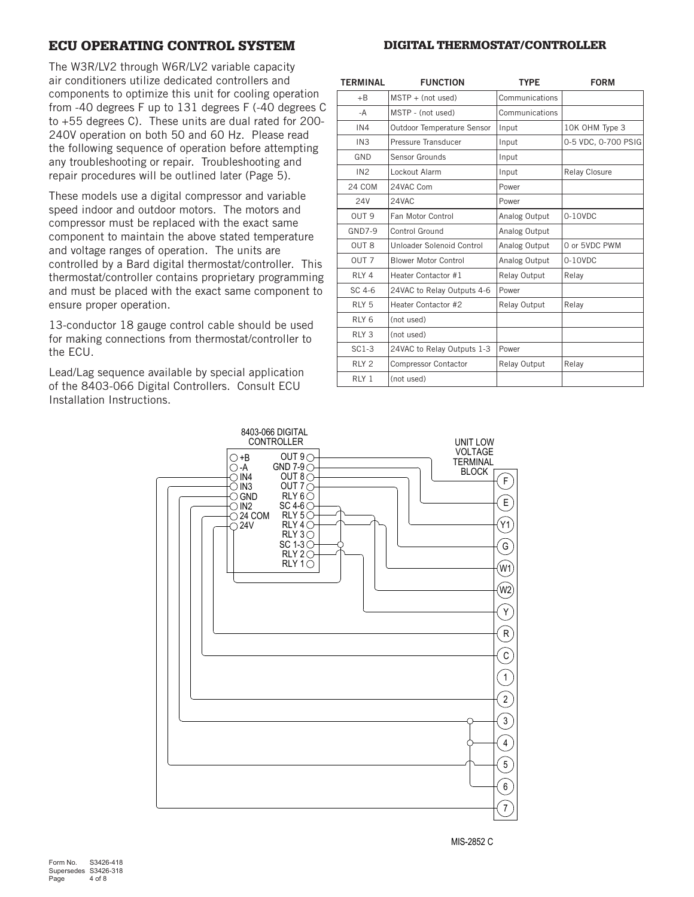## ECU OPERATING CONTROL SYSTEM

The W3R/LV2 through W6R/LV2 variable capacity air conditioners utilize dedicated controllers and components to optimize this unit for cooling operation from -40 degrees F up to 131 degrees F (-40 degrees C to +55 degrees C). These units are dual rated for 200-240V operation on both 50 and 60 Hz. Please read the following sequence of operation before attempting any troubleshooting or repair. Troubleshooting and repair procedures will be outlined later (Page 5).

These models use a digital compressor and variable speed indoor and outdoor motors. The motors and compressor must be replaced with the exact same component to maintain the above stated temperature and voltage ranges of operation. The units are controlled by a Bard digital thermostat/controller. This thermostat/controller contains proprietary programming and must be placed with the exact same component to ensure proper operation.

13-conductor 18 gauge control cable should be used for making connections from thermostat/controller to the ECU.

Lead/Lag sequence available by special application of the 8403-066 Digital Controllers. Consult ECU Installation Instructions.

## DIGITAL THERMOSTAT/CONTROLLER

| TERMINAL | FUNCTION | TYPE | FORM |
|---|---|---|---|
| +B | MSTP + (not used) | Communications | |
| -A | MSTP - (not used) | Communications | |
| IN4 | Outdoor Temperature Sensor | Input | 10K OHM Type 3 |
| IN3 | Pressure Transducer | Input | 0-5 VDC, 0-700 PSIG |
| GND | Sensor Grounds | Input | |
| IN2 | Lockout Alarm | Input | Relay Closure |
| 24 COM | 24VAC Com | Power | |
| 24V | 24VAC | Power | |
| OUT 9 | Fan Motor Control | Analog Output | 0-10VDC |
| GND7-9 | Control Ground | Analog Output | |
| OUT 8 | Unloader Solenoid Control | Analog Output | 0 or 5VDC PWM |
| OUT 7 | Blower Motor Control | Analog Output | 0-10VDC |
| RLY 4 | Heater Contactor #1 | Relay Output | Relay |
| SC 4-6 | 24VAC to Relay Outputs 4-6 | Power | |
| RLY 5 | Heater Contactor #2 | Relay Output | Relay |
| RLY 6 | (not used) | | |
| RLY 3 | (not used) | | |
| SC1-3 | 24VAC to Relay Outputs 1-3 | Power | |
| RLY 2 | Compressor Contactor | Relay Output | Relay |
| RLY 1 | (not used) | | |

8403-066 DIGITAL CONTROLLER: +B, -A, IN4, IN3, GND, IN2, 24 COM, 24V, OUT 9, GND 7-9, OUT 8, OUT 7, RLY 6, SC 4-6, RLY 5, RLY 4, RLY 3, SC 1-3, RLY 2, RLY 1

UNIT LOW VOLTAGE TERMINAL BLOCK: F, E, Y1, G, W1, W2, Y, R, C, 1, 2, 3, 4, 5, 6, 7

MIS-2852 C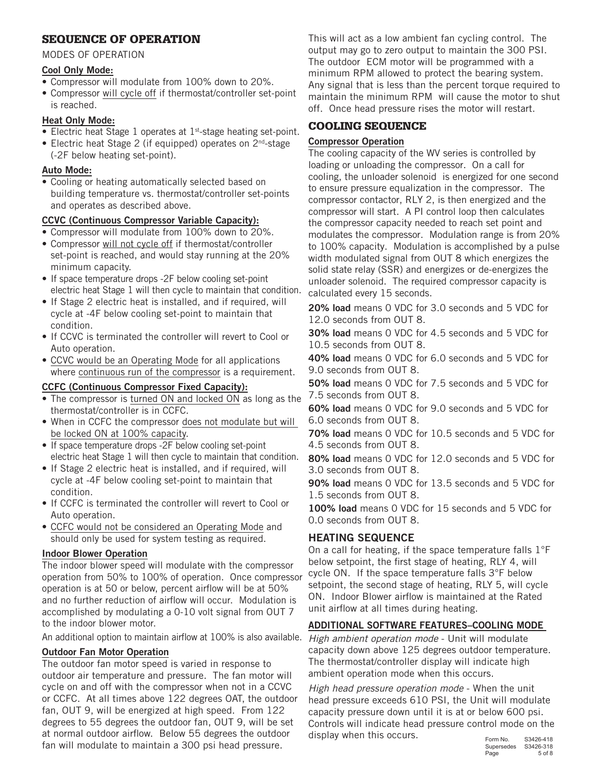## SEQUENCE OF OPERATION

MODES OF OPERATION

### Cool Only Mode:

- Compressor will modulate from 100% down to 20%.
- Compressor will cycle off if thermostat/controller set-point is reached.

### Heat Only Mode:

- Electric heat Stage 1 operates at 1st-stage heating set-point.
- Electric heat Stage 2 (if equipped) operates on 2nd-stage (-2F below heating set-point).

### Auto Mode:

- Cooling or heating automatically selected based on building temperature vs. thermostat/controller set-points and operates as described above.

### CCVC (Continuous Compressor Variable Capacity):

- Compressor will modulate from 100% down to 20%.
- Compressor will not cycle off if thermostat/controller set-point is reached, and would stay running at the 20% minimum capacity.
- If space temperature drops -2F below cooling set-point electric heat Stage 1 will then cycle to maintain that condition.
- If Stage 2 electric heat is installed, and if required, will cycle at -4F below cooling set-point to maintain that condition.
- If CCVC is terminated the controller will revert to Cool or Auto operation.
- CCVC would be an Operating Mode for all applications where continuous run of the compressor is a requirement.

### CCFC (Continuous Compressor Fixed Capacity):

- The compressor is turned ON and locked ON as long as the thermostat/controller is in CCFC.
- When in CCFC the compressor does not modulate but will be locked ON at 100% capacity.
- If space temperature drops -2F below cooling set-point electric heat Stage 1 will then cycle to maintain that condition.
- If Stage 2 electric heat is installed, and if required, will cycle at -4F below cooling set-point to maintain that condition.
- If CCFC is terminated the controller will revert to Cool or Auto operation.
- CCFC would not be considered an Operating Mode and should only be used for system testing as required.

### Indoor Blower Operation

The indoor blower speed will modulate with the compressor operation from 50% to 100% of operation. Once compressor operation is at 50 or below, percent airflow will be at 50% and no further reduction of airflow will occur. Modulation is accomplished by modulating a 0-10 volt signal from OUT 7 to the indoor blower motor.

An additional option to maintain airflow at 100% is also available.

### Outdoor Fan Motor Operation

The outdoor fan motor speed is varied in response to outdoor air temperature and pressure. The fan motor will cycle on and off with the compressor when not in a CCVC or CCFC. At all times above 122 degrees OAT, the outdoor fan, OUT 9, will be energized at high speed. From 122 degrees to 55 degrees the outdoor fan, OUT 9, will be set at normal outdoor airflow. Below 55 degrees the outdoor fan will modulate to maintain a 300 psi head pressure. This will act as a low ambient fan cycling control. The output may go to zero output to maintain the 300 PSI. The outdoor ECM motor will be programmed with a minimum RPM allowed to protect the bearing system. Any signal that is less than the percent torque required to maintain the minimum RPM will cause the motor to shut off. Once head pressure rises the motor will restart.

## COOLING SEQUENCE

### Compressor Operation

The cooling capacity of the WV series is controlled by loading or unloading the compressor. On a call for cooling, the unloader solenoid is energized for one second to ensure pressure equalization in the compressor. The compressor contactor, RLY 2, is then energized and the compressor will start. A PI control loop then calculates the compressor capacity needed to reach set point and modulates the compressor. Modulation range is from 20% to 100% capacity. Modulation is accomplished by a pulse width modulated signal from OUT 8 which energizes the solid state relay (SSR) and energizes or de-energizes the unloader solenoid. The required compressor capacity is calculated every 15 seconds.

**20% load** means 0 VDC for 3.0 seconds and 5 VDC for 12.0 seconds from OUT 8.

**30% load** means 0 VDC for 4.5 seconds and 5 VDC for 10.5 seconds from OUT 8.

**40% load** means 0 VDC for 6.0 seconds and 5 VDC for 9.0 seconds from OUT 8.

**50% load** means 0 VDC for 7.5 seconds and 5 VDC for 7.5 seconds from OUT 8.

**60% load** means 0 VDC for 9.0 seconds and 5 VDC for 6.0 seconds from OUT 8.

**70% load** means 0 VDC for 10.5 seconds and 5 VDC for 4.5 seconds from OUT 8.

**80% load** means 0 VDC for 12.0 seconds and 5 VDC for 3.0 seconds from OUT 8.

**90% load** means 0 VDC for 13.5 seconds and 5 VDC for 1.5 seconds from OUT 8.

**100% load** means 0 VDC for 15 seconds and 5 VDC for 0.0 seconds from OUT 8.

## HEATING SEQUENCE

On a call for heating, if the space temperature falls 1°F below setpoint, the first stage of heating, RLY 4, will cycle ON. If the space temperature falls 3°F below setpoint, the second stage of heating, RLY 5, will cycle ON. Indoor Blower airflow is maintained at the Rated unit airflow at all times during heating.

### ADDITIONAL SOFTWARE FEATURES–COOLING MODE

*High ambient operation mode* - Unit will modulate capacity down above 125 degrees outdoor temperature. The thermostat/controller display will indicate high ambient operation mode when this occurs.

*High head pressure operation mode* - When the unit head pressure exceeds 610 PSI, the Unit will modulate capacity pressure down until it is at or below 600 psi. Controls will indicate head pressure control mode on the display when this occurs.

Form No. S3426-418
Supersedes S3426-318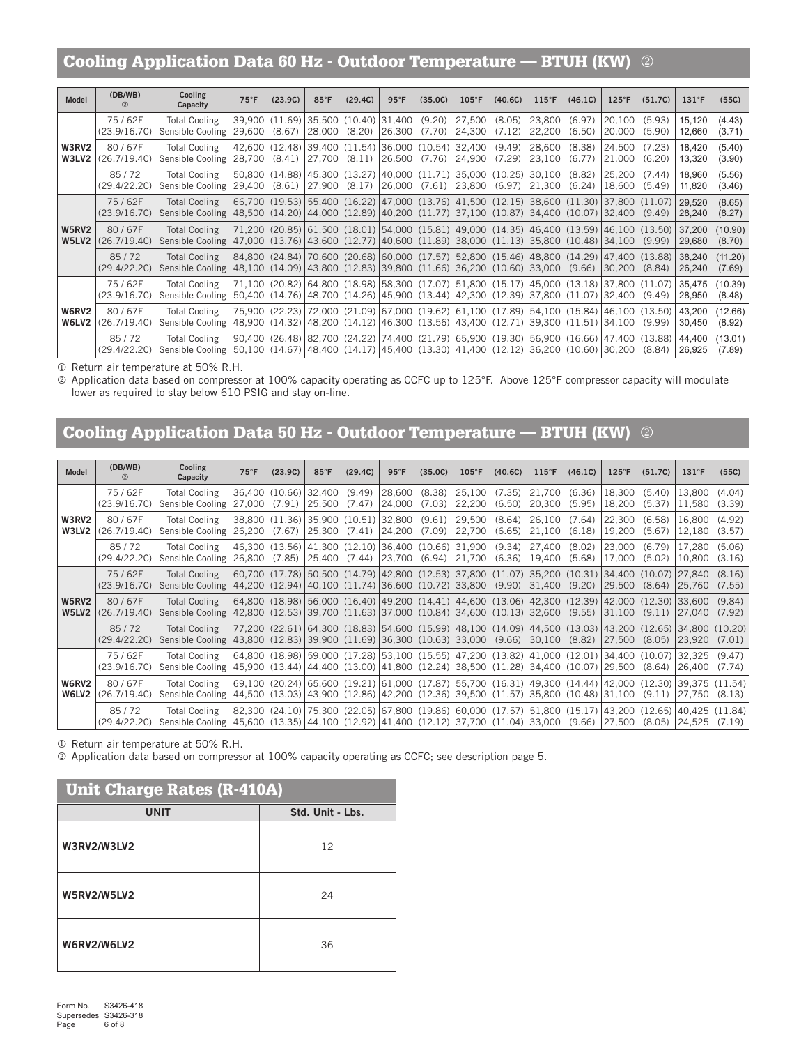## Cooling Application Data 60 Hz - Outdoor Temperature — BTUH (KW) ②

| Model | (DB/WB) ① | Cooling Capacity | 75°F | (23.9C) | 85°F | (29.4C) | 95°F | (35.0C) | 105°F | (40.6C) | 115°F | (46.1C) | 125°F | (51.7C) | 131°F | (55C) |
|---|---|---|---|---|---|---|---|---|---|---|---|---|---|---|---|---|
| W3RV2 W3LV2 | 75 / 62F (23.9/16.7C) | Total Cooling | 39,900 | (11.69) | 35,500 | (10.40) | 31,400 | (9.20) | 27,500 | (8.05) | 23,800 | (6.97) | 20,100 | (5.93) | 15,120 | (4.43) |
| | | Sensible Cooling | 29,600 | (8.67) | 28,000 | (8.20) | 26,300 | (7.70) | 24,300 | (7.12) | 22,200 | (6.50) | 20,000 | (5.90) | 12,660 | (3.71) |
| | 80 / 67F (26.7/19.4C) | Total Cooling | 42,600 | (12.48) | 39,400 | (11.54) | 36,000 | (10.54) | 32,400 | (9.49) | 28,600 | (8.38) | 24,500 | (7.23) | 18,420 | (5.40) |
| | | Sensible Cooling | 28,700 | (8.41) | 27,700 | (8.11) | 26,500 | (7.76) | 24,900 | (7.29) | 23,100 | (6.77) | 21,000 | (6.20) | 13,320 | (3.90) |
| | 85 / 72 (29.4/22.2C) | Total Cooling | 50,800 | (14.88) | 45,300 | (13.27) | 40,000 | (11.71) | 35,000 | (10.25) | 30,100 | (8.82) | 25,200 | (7.44) | 18,960 | (5.56) |
| | | Sensible Cooling | 29,400 | (8.61) | 27,900 | (8.17) | 26,000 | (7.61) | 23,800 | (6.97) | 21,300 | (6.24) | 18,600 | (5.49) | 11,820 | (3.46) |
| W5RV2 W5LV2 | 75 / 62F (23.9/16.7C) | Total Cooling | 66,700 | (19.53) | 55,400 | (16.22) | 47,000 | (13.76) | 41,500 | (12.15) | 38,600 | (11.30) | 37,800 | (11.07) | 29,520 | (8.65) |
| | | Sensible Cooling | 48,500 | (14.20) | 44,000 | (12.89) | 40,200 | (11.77) | 37,100 | (10.87) | 34,400 | (10.07) | 32,400 | (9.49) | 28,240 | (8.27) |
| | 80 / 67F (26.7/19.4C) | Total Cooling | 71,200 | (20.85) | 61,500 | (18.01) | 54,000 | (15.81) | 49,000 | (14.35) | 46,400 | (13.59) | 46,100 | (13.50) | 37,200 | (10.90) |
| | | Sensible Cooling | 47,000 | (13.76) | 43,600 | (12.77) | 40,600 | (11.89) | 38,000 | (11.13) | 35,800 | (10.48) | 34,100 | (9.99) | 29,680 | (8.70) |
| | 85 / 72 (29.4/22.2C) | Total Cooling | 84,800 | (24.84) | 70,600 | (20.68) | 60,000 | (17.57) | 52,800 | (15.46) | 48,800 | (14.29) | 47,400 | (13.88) | 38,240 | (11.20) |
| | | Sensible Cooling | 48,100 | (14.09) | 43,800 | (12.83) | 39,800 | (11.66) | 36,200 | (10.60) | 33,000 | (9.66) | 30,200 | (8.84) | 26,240 | (7.69) |
| W6RV2 W6LV2 | 75 / 62F (23.9/16.7C) | Total Cooling | 71,100 | (20.82) | 64,800 | (18.98) | 58,300 | (17.07) | 51,800 | (15.17) | 45,000 | (13.18) | 37,800 | (11.07) | 35,475 | (10.39) |
| | | Sensible Cooling | 50,400 | (14.76) | 48,700 | (14.26) | 45,900 | (13.44) | 42,300 | (12.39) | 37,800 | (11.07) | 32,400 | (9.49) | 28,950 | (8.48) |
| | 80 / 67F (26.7/19.4C) | Total Cooling | 75,900 | (22.23) | 72,000 | (21.09) | 67,000 | (19.62) | 61,100 | (17.89) | 54,100 | (15.84) | 46,100 | (13.50) | 43,200 | (12.66) |
| | | Sensible Cooling | 48,900 | (14.32) | 48,200 | (14.12) | 46,300 | (13.56) | 43,400 | (12.71) | 39,300 | (11.51) | 34,100 | (9.99) | 30,450 | (8.92) |
| | 85 / 72 (29.4/22.2C) | Total Cooling | 90,400 | (26.48) | 82,700 | (24.22) | 74,400 | (21.79) | 65,900 | (19.30) | 56,900 | (16.66) | 47,400 | (13.88) | 44,400 | (13.01) |
| | | Sensible Cooling | 50,100 | (14.67) | 48,400 | (14.17) | 45,400 | (13.30) | 41,400 | (12.12) | 36,200 | (10.60) | 30,200 | (8.84) | 26,925 | (7.89) |

① Return air temperature at 50% R.H.

② Application data based on compressor at 100% capacity operating as CCFC up to 125°F. Above 125°F compressor capacity will modulate lower as required to stay below 610 PSIG and stay on-line.

## Cooling Application Data 50 Hz - Outdoor Temperature — BTUH (KW) ②

| Model | (DB/WB) ① | Cooling Capacity | 75°F | (23.9C) | 85°F | (29.4C) | 95°F | (35.0C) | 105°F | (40.6C) | 115°F | (46.1C) | 125°F | (51.7C) | 131°F | (55C) |
|---|---|---|---|---|---|---|---|---|---|---|---|---|---|---|---|---|
| W3RV2 W3LV2 | 75 / 62F (23.9/16.7C) | Total Cooling | 36,400 | (10.66) | 32,400 | (9.49) | 28,600 | (8.38) | 25,100 | (7.35) | 21,700 | (6.36) | 18,300 | (5.40) | 13,800 | (4.04) |
| | | Sensible Cooling | 27,000 | (7.91) | 25,500 | (7.47) | 24,000 | (7.03) | 22,200 | (6.50) | 20,300 | (5.95) | 18,200 | (5.37) | 11,580 | (3.39) |
| | 80 / 67F (26.7/19.4C) | Total Cooling | 38,800 | (11.36) | 35,900 | (10.51) | 32,800 | (9.61) | 29,500 | (8.64) | 26,100 | (7.64) | 22,300 | (6.58) | 16,800 | (4.92) |
| | | Sensible Cooling | 26,200 | (7.67) | 25,300 | (7.41) | 24,200 | (7.09) | 22,700 | (6.65) | 21,100 | (6.18) | 19,200 | (5.67) | 12,180 | (3.57) |
| | 85 / 72 (29.4/22.2C) | Total Cooling | 46,300 | (13.56) | 41,300 | (12.10) | 36,400 | (10.66) | 31,900 | (9.34) | 27,400 | (8.02) | 23,000 | (6.79) | 17,280 | (5.06) |
| | | Sensible Cooling | 26,800 | (7.85) | 25,400 | (7.44) | 23,700 | (6.94) | 21,700 | (6.36) | 19,400 | (5.68) | 17,000 | (5.02) | 10,800 | (3.16) |
| W5RV2 W5LV2 | 75 / 62F (23.9/16.7C) | Total Cooling | 60,700 | (17.78) | 50,500 | (14.79) | 42,800 | (12.53) | 37,800 | (11.07) | 35,200 | (10.31) | 34,400 | (10.07) | 27,840 | (8.16) |
| | | Sensible Cooling | 44,200 | (12.94) | 40,100 | (11.74) | 36,600 | (10.72) | 33,800 | (9.90) | 31,400 | (9.20) | 29,500 | (8.64) | 25,760 | (7.55) |
| | 80 / 67F (26.7/19.4C) | Total Cooling | 64,800 | (18.98) | 56,000 | (16.40) | 49,200 | (14.41) | 44,600 | (13.06) | 42,300 | (12.39) | 42,000 | (12.30) | 33,600 | (9.84) |
| | | Sensible Cooling | 42,800 | (12.53) | 39,700 | (11.63) | 37,000 | (10.84) | 34,600 | (10.13) | 32,600 | (9.55) | 31,100 | (9.11) | 27,040 | (7.92) |
| | 85 / 72 (29.4/22.2C) | Total Cooling | 77,200 | (22.61) | 64,300 | (18.83) | 54,600 | (15.99) | 48,100 | (14.09) | 44,500 | (13.03) | 43,200 | (12.65) | 34,800 | (10.20) |
| | | Sensible Cooling | 43,800 | (12.83) | 39,900 | (11.69) | 36,300 | (10.63) | 33,000 | (9.66) | 30,100 | (8.82) | 27,500 | (8.05) | 23,920 | (7.01) |
| W6RV2 W6LV2 | 75 / 62F (23.9/16.7C) | Total Cooling | 64,800 | (18.98) | 59,000 | (17.28) | 53,100 | (15.55) | 47,200 | (13.82) | 41,000 | (12.01) | 34,400 | (10.07) | 32,325 | (9.47) |
| | | Sensible Cooling | 45,900 | (13.44) | 44,400 | (13.00) | 41,800 | (12.24) | 38,500 | (11.28) | 34,400 | (10.07) | 29,500 | (8.64) | 26,400 | (7.74) |
| | 80 / 67F (26.7/19.4C) | Total Cooling | 69,100 | (20.24) | 65,600 | (19.21) | 61,000 | (17.87) | 55,700 | (16.31) | 49,300 | (14.44) | 42,000 | (12.30) | 39,375 | (11.54) |
| | | Sensible Cooling | 44,500 | (13.03) | 43,900 | (12.86) | 42,200 | (12.36) | 39,500 | (11.57) | 35,800 | (10.48) | 31,100 | (9.11) | 27,750 | (8.13) |
| | 85 / 72 (29.4/22.2C) | Total Cooling | 82,300 | (24.10) | 75,300 | (22.05) | 67,800 | (19.86) | 60,000 | (17.57) | 51,800 | (15.17) | 43,200 | (12.65) | 40,425 | (11.84) |
| | | Sensible Cooling | 45,600 | (13.35) | 44,100 | (12.92) | 41,400 | (12.12) | 37,700 | (11.04) | 33,000 | (9.66) | 27,500 | (8.05) | 24,525 | (7.19) |

① Return air temperature at 50% R.H.

② Application data based on compressor at 100% capacity operating as CCFC; see description page 5.

## Unit Charge Rates (R-410A)

| UNIT | Std. Unit - Lbs. |
|---|---|
| **W3RV2/W3LV2** | 12 |
| **W5RV2/W5LV2** | 24 |
| **W6RV2/W6LV2** | 36 |

Form No. S3426-418
Supersedes S3426-318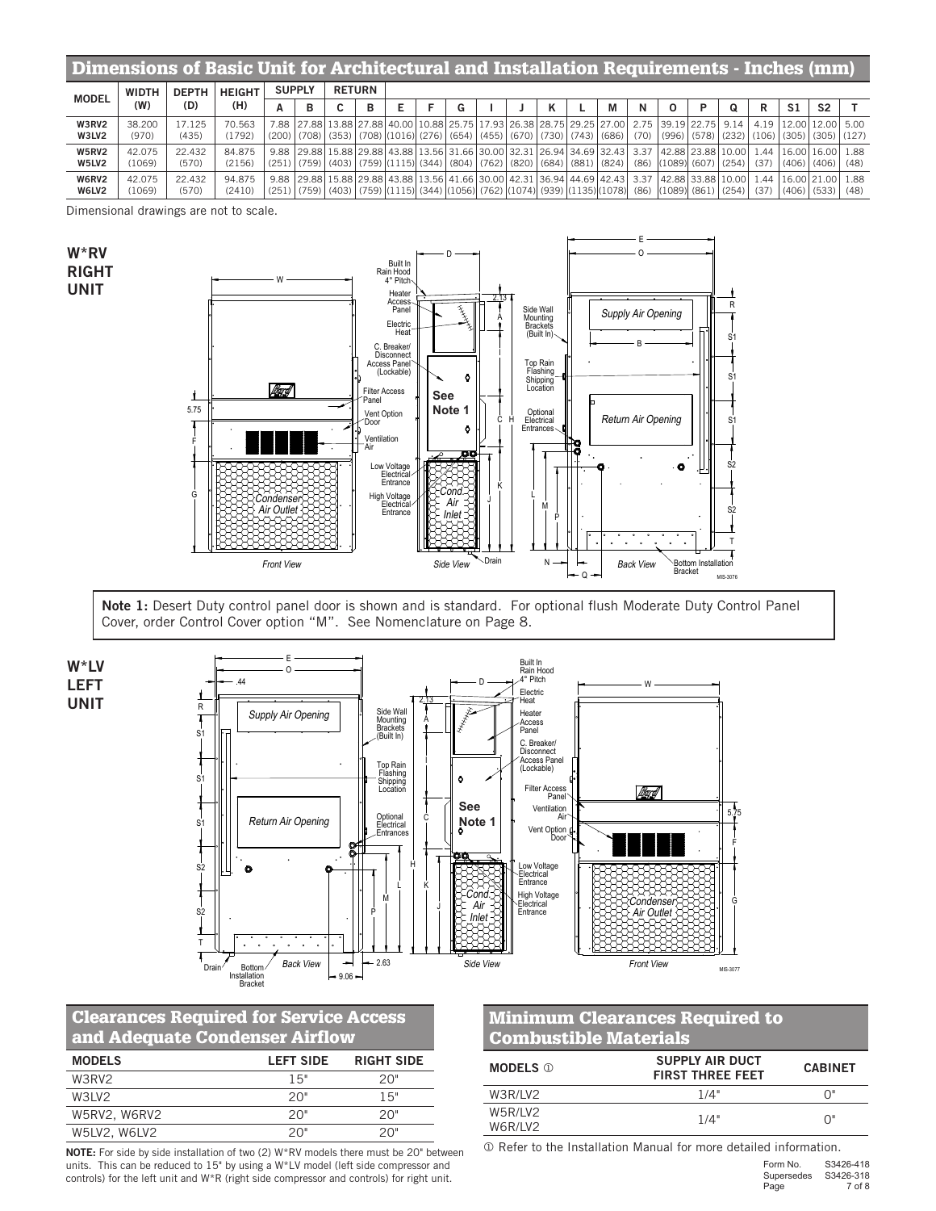## Dimensions of Basic Unit for Architectural and Installation Requirements - Inches (mm)

| MODEL | WIDTH (W) | DEPTH (D) | HEIGHT (H) | SUPPLY | | RETURN | | | | | | | | | | | | | | | | | | |
|---|---|---|---|---|---|---|---|---|---|---|---|---|---|---|---|---|---|---|---|---|---|---|---|---|
| | | | | A | B | C | B | E | F | G | I | J | K | L | M | N | O | P | Q | R | S1 | S2 | T |
| W3RV2 W3LV2 | 38.200 (970) | 17.125 (435) | 70.563 (1792) | 7.88 (200) | 27.88 (708) | 13.88 (353) | 27.88 (708) | 40.00 (1016) | 10.88 (276) | 25.75 (654) | 17.93 (455) | 26.38 (670) | 28.75 (730) | 29.25 (743) | 27.00 (686) | 2.75 (70) | 39.19 (996) | 22.75 (578) | 9.14 (232) | 4.19 (106) | 12.00 (305) | 12.00 (305) | 5.00 (127) |
| W5RV2 W5LV2 | 42.075 (1069) | 22.432 (570) | 84.875 (2156) | 9.88 (251) | 29.88 (759) | 15.88 (403) | 29.88 (759) | 43.88 (1115) | 13.56 (344) | 31.66 (804) | 30.00 (762) | 32.31 (820) | 26.94 (684) | 34.69 (881) | 32.43 (824) | 3.37 (86) | 42.88 (1089) | 23.88 (607) | 10.00 (254) | 1.44 (37) | 16.00 (406) | 16.00 (406) | 1.88 (48) |
| W6RV2 W6LV2 | 42.075 (1069) | 22.432 (570) | 94.875 (2410) | 9.88 (251) | 29.88 (759) | 15.88 (403) | 29.88 (759) | 43.88 (1115) | 13.56 (344) | 41.66 (1056) | 30.00 (762) | 42.31 (1074) | 36.94 (939) | 44.69 (1135) | 42.43 (1078) | 3.37 (86) | 42.88 (1089) | 33.88 (861) | 10.00 (254) | 1.44 (37) | 16.00 (406) | 21.00 (533) | 1.88 (48) |

Dimensional drawings are not to scale.

**W*RV RIGHT UNIT**

**Note 1:** Desert Duty control panel door is shown and is standard. For optional flush Moderate Duty Control Panel Cover, order Control Cover option "M". See Nomenclature on Page 8.

**W*LV LEFT UNIT**

## Clearances Required for Service Access and Adequate Condenser Airflow

| MODELS | LEFT SIDE | RIGHT SIDE |
|---|---|---|
| W3RV2 | 15" | 20" |
| W3LV2 | 20" | 15" |
| W5RV2, W6RV2 | 20" | 20" |
| W5LV2, W6LV2 | 20" | 20" |

**NOTE:** For side by side installation of two (2) W*RV models there must be 20" between units. This can be reduced to 15" by using a W*LV model (left side compressor and controls) for the left unit and W*R (right side compressor and controls) for right unit.

## Minimum Clearances Required to Combustible Materials

| MODELS ① | SUPPLY AIR DUCT FIRST THREE FEET | CABINET |
|---|---|---|
| W3R/LV2 | 1/4" | 0" |
| W5R/LV2 W6R/LV2 | 1/4" | 0" |

① Refer to the Installation Manual for more detailed information.

Form No. S3426-418
Supersedes S3426-318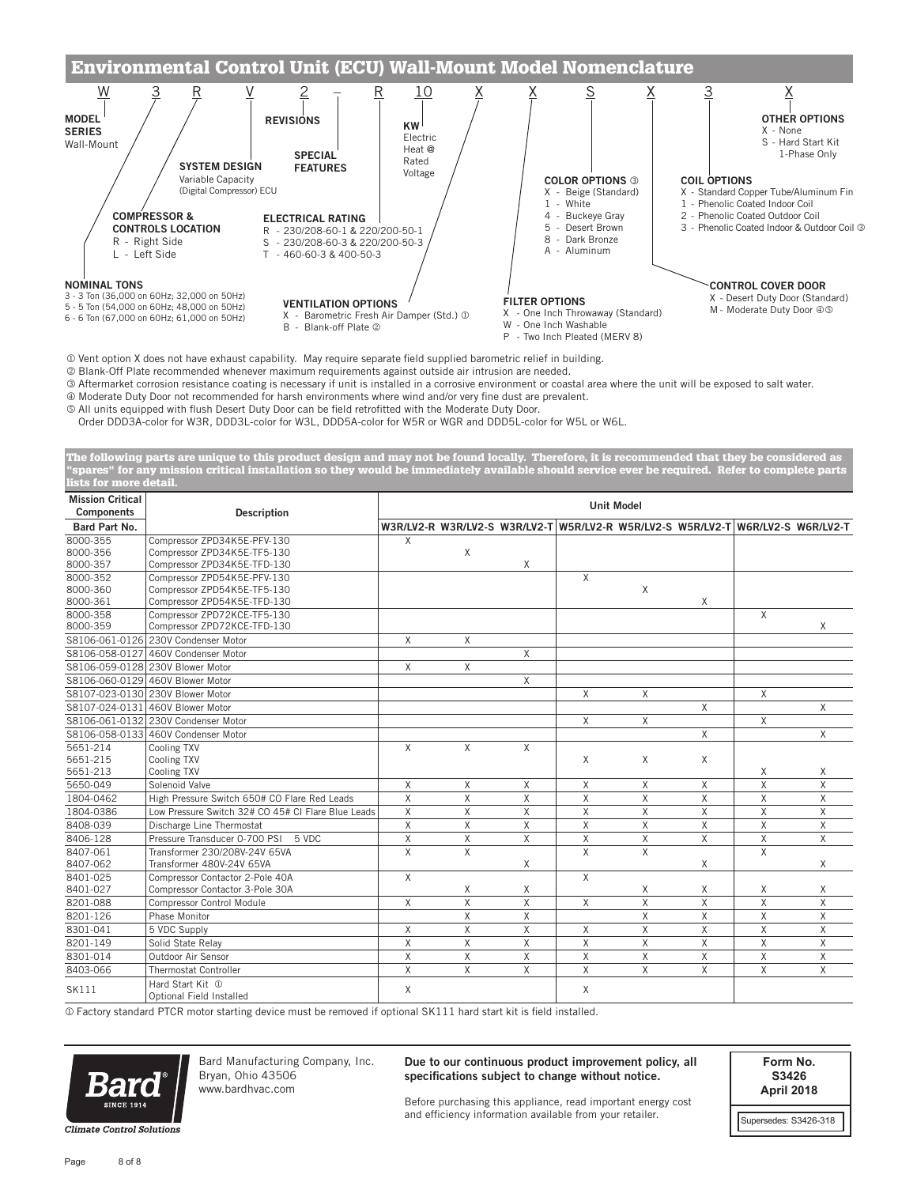## Environmental Control Unit (ECU) Wall-Mount Model Nomenclature

W 3 R V 2 – R 10 X X S X 3 X

**MODEL SERIES**
Wall-Mount

**NOMINAL TONS**
3 - 3 Ton (36,000 on 60Hz; 32,000 on 50Hz)
5 - 5 Ton (54,000 on 60Hz; 48,000 on 50Hz)
6 - 6 Ton (67,000 on 60Hz; 61,000 on 50Hz)

**COMPRESSOR & CONTROLS LOCATION**
R - Right Side
L - Left Side

**SYSTEM DESIGN**
Variable Capacity
(Digital Compressor) ECU

**REVISIONS**

**SPECIAL FEATURES**

**ELECTRICAL RATING**
R - 230/208-60-1 & 220/200-50-1
S - 230/208-60-3 & 220/200-50-3
T - 460-60-3 & 400-50-3

**KW**
Electric Heat @ Rated Voltage

**VENTILATION OPTIONS**
X - Barometric Fresh Air Damper (Std.) ①
B - Blank-off Plate ②

**FILTER OPTIONS**
X - One Inch Throwaway (Standard)
W - One Inch Washable
P - Two Inch Pleated (MERV 8)

**COLOR OPTIONS** ③
X - Beige (Standard)
1 - White
4 - Buckeye Gray
5 - Desert Brown
8 - Dark Bronze
A - Aluminum

**CONTROL COVER DOOR**
X - Desert Duty Door (Standard)
M - Moderate Duty Door ④⑤

**COIL OPTIONS**
X - Standard Copper Tube/Aluminum Fin
1 - Phenolic Coated Indoor Coil
2 - Phenolic Coated Outdoor Coil
3 - Phenolic Coated Indoor & Outdoor Coil ③

**OTHER OPTIONS**
X - None
S - Hard Start Kit 1-Phase Only

① Vent option X does not have exhaust capability. May require separate field supplied barometric relief in building.
② Blank-Off Plate recommended whenever maximum requirements against outside air intrusion are needed.
③ Aftermarket corrosion resistance coating is necessary if unit is installed in a corrosive environment or coastal area where the unit will be exposed to salt water.
④ Moderate Duty Door not recommended for harsh environments where wind and/or very fine dust are prevalent.
⑤ All units equipped with flush Desert Duty Door can be field retrofitted with the Moderate Duty Door.
Order DDD3A-color for W3R, DDD3L-color for W3L, DDD5A-color for W5R or WGR and DDD5L-color for W5L or W6L.

**The following parts are unique to this product design and may not be found locally. Therefore, it is recommended that they be considered as "spares" for any mission critical installation so they would be immediately available should service ever be required. Refer to complete parts lists for more detail.**

| Mission Critical Components | Description | Unit Model | | | | | | | |
|---|---|---|---|---|---|---|---|---|---|
| Bard Part No. | | W3R/LV2-R | W3R/LV2-S | W3R/LV2-T | W5R/LV2-R | W5R/LV2-S | W5R/LV2-T | W6R/LV2-S | W6R/LV2-T |
| 8000-355 | Compressor ZPD34K5E-PFV-130 | X | | | | | | | |
| 8000-356 | Compressor ZPD34K5E-TF5-130 | | X | | | | | | |
| 8000-357 | Compressor ZPD34K5E-TFD-130 | | | X | | | | | |
| 8000-352 | Compressor ZPD54K5E-PFV-130 | | | | X | | | | |
| 8000-360 | Compressor ZPD54K5E-TF5-130 | | | | | X | | | |
| 8000-361 | Compressor ZPD54K5E-TFD-130 | | | | | | X | | |
| 8000-358 | Compressor ZPD72KCE-TF5-130 | | | | | | | X | |
| 8000-359 | Compressor ZPD72KCE-TFD-130 | | | | | | | | X |
| S8106-061-0126 | 230V Condenser Motor | X | X | | | | | | |
| S8106-058-0127 | 460V Condenser Motor | | | X | | | | | |
| S8106-059-0128 | 230V Blower Motor | X | X | | | | | | |
| S8106-060-0129 | 460V Blower Motor | | | X | | | | | |
| S8107-023-0130 | 230V Blower Motor | | | | X | X | | X | |
| S8107-024-0131 | 460V Blower Motor | | | | | | X | | X |
| S8106-061-0132 | 230V Condenser Motor | | | | X | X | | X | |
| S8106-058-0133 | 460V Condenser Motor | | | | | | X | | X |
| 5651-214 | Cooling TXV | X | X | X | | | | | |
| 5651-215 | Cooling TXV | | | | X | X | X | | |
| 5651-213 | Cooling TXV | | | | | | | X | X |
| 5650-049 | Solenoid Valve | X | X | X | X | X | X | X | X |
| 1804-0462 | High Pressure Switch 650# CO Flare Red Leads | X | X | X | X | X | X | X | X |
| 1804-0386 | Low Pressure Switch 32# CO 45# CI Flare Blue Leads | X | X | X | X | X | X | X | X |
| 8408-039 | Discharge Line Thermostat | X | X | X | X | X | X | X | X |
| 8406-128 | Pressure Transducer 0-700 PSI 5 VDC | X | X | X | X | X | X | X | X |
| 8407-061 | Transformer 230/208V-24V 65VA | X | X | | X | X | | X | |
| 8407-062 | Transformer 480V-24V 65VA | | | X | | | X | | X |
| 8401-025 | Compressor Contactor 2-Pole 40A | X | | | X | | | | |
| 8401-027 | Compressor Contactor 3-Pole 30A | | X | X | | X | X | X | X |
| 8201-088 | Compressor Control Module | X | X | X | X | X | X | X | X |
| 8201-126 | Phase Monitor | | X | X | | X | X | X | X |
| 8301-041 | 5 VDC Supply | X | X | X | X | X | X | X | X |
| 8201-149 | Solid State Relay | X | X | X | X | X | X | X | X |
| 8301-014 | Outdoor Air Sensor | X | X | X | X | X | X | X | X |
| 8403-066 | Thermostat Controller | X | X | X | X | X | X | X | X |
| SK111 | Hard Start Kit ① Optional Field Installed | X | | | X | | | | |

① Factory standard PTCR motor starting device must be removed if optional SK111 hard start kit is field installed.

Bard Manufacturing Company, Inc.
Bryan, Ohio 43506
www.bardhvac.com

**Due to our continuous product improvement policy, all specifications subject to change without notice.**

Before purchasing this appliance, read important energy cost and efficiency information available from your retailer.

**Form No. S3426**
**April 2018**
Supersedes: S3426-318